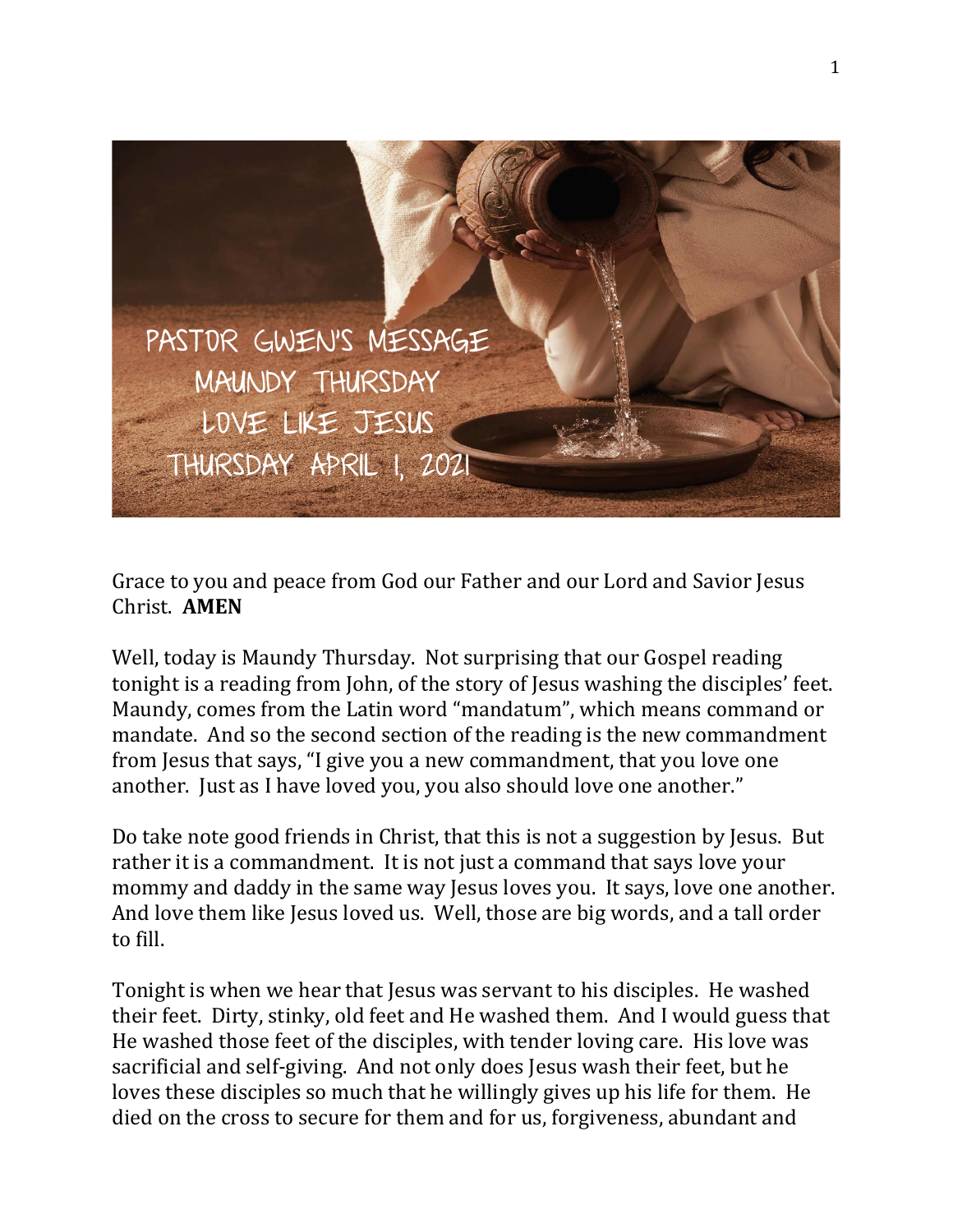# PASTOR GWEN'S MESSAGE
## MAUNDY THURSDAY
## LOVE LIKE JESUS
## THURSDAY APRIL 1, 2021

Grace to you and peace from God our Father and our Lord and Savior Jesus Christ. **AMEN**

Well, today is Maundy Thursday. Not surprising that our Gospel reading tonight is a reading from John, of the story of Jesus washing the disciples' feet. Maundy, comes from the Latin word "mandatum", which means command or mandate. And so the second section of the reading is the new commandment from Jesus that says, "I give you a new commandment, that you love one another. Just as I have loved you, you also should love one another."

Do take note good friends in Christ, that this is not a suggestion by Jesus. But rather it is a commandment. It is not just a command that says love your mommy and daddy in the same way Jesus loves you. It says, love one another. And love them like Jesus loved us. Well, those are big words, and a tall order to fill.

Tonight is when we hear that Jesus was servant to his disciples. He washed their feet. Dirty, stinky, old feet and He washed them. And I would guess that He washed those feet of the disciples, with tender loving care. His love was sacrificial and self-giving. And not only does Jesus wash their feet, but he loves these disciples so much that he willingly gives up his life for them. He died on the cross to secure for them and for us, forgiveness, abundant and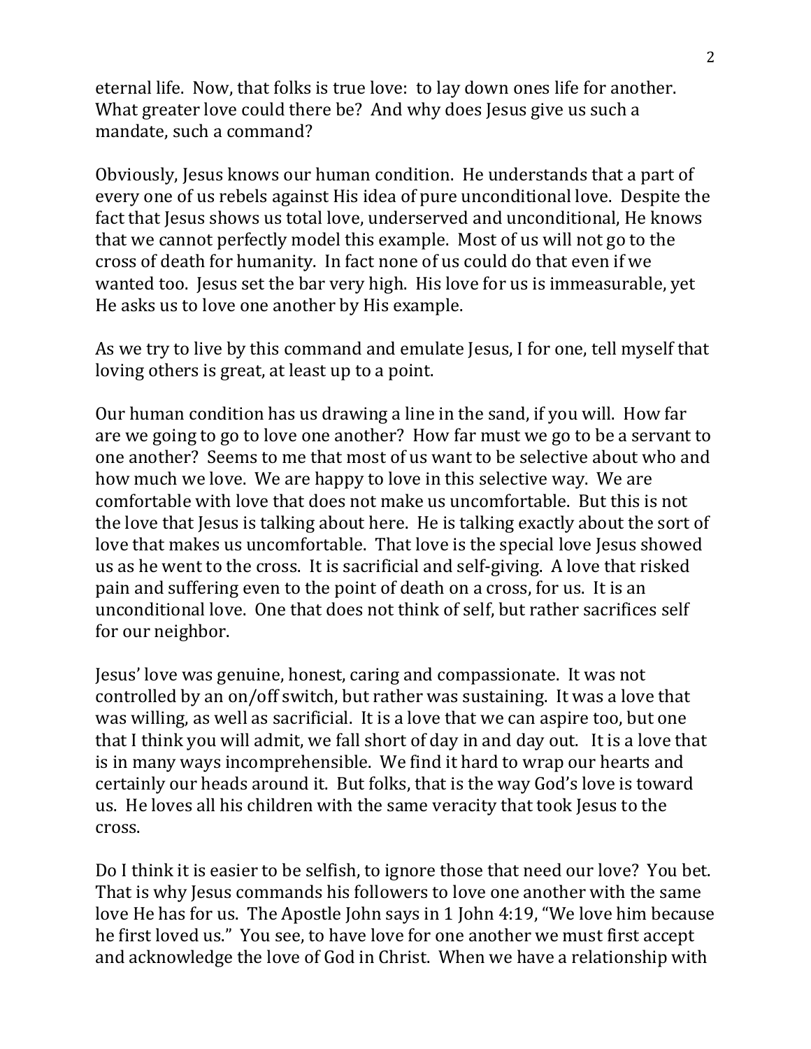eternal life. Now, that folks is true love: to lay down ones life for another. What greater love could there be? And why does Jesus give us such a mandate, such a command?

Obviously, Jesus knows our human condition. He understands that a part of every one of us rebels against His idea of pure unconditional love. Despite the fact that Jesus shows us total love, underserved and unconditional, He knows that we cannot perfectly model this example. Most of us will not go to the cross of death for humanity. In fact none of us could do that even if we wanted too. Jesus set the bar very high. His love for us is immeasurable, yet He asks us to love one another by His example.

As we try to live by this command and emulate Jesus, I for one, tell myself that loving others is great, at least up to a point.

Our human condition has us drawing a line in the sand, if you will. How far are we going to go to love one another? How far must we go to be a servant to one another? Seems to me that most of us want to be selective about who and how much we love. We are happy to love in this selective way. We are comfortable with love that does not make us uncomfortable. But this is not the love that Jesus is talking about here. He is talking exactly about the sort of love that makes us uncomfortable. That love is the special love Jesus showed us as he went to the cross. It is sacrificial and self-giving. A love that risked pain and suffering even to the point of death on a cross, for us. It is an unconditional love. One that does not think of self, but rather sacrifices self for our neighbor.

Jesus' love was genuine, honest, caring and compassionate. It was not controlled by an on/off switch, but rather was sustaining. It was a love that was willing, as well as sacrificial. It is a love that we can aspire too, but one that I think you will admit, we fall short of day in and day out. It is a love that is in many ways incomprehensible. We find it hard to wrap our hearts and certainly our heads around it. But folks, that is the way God's love is toward us. He loves all his children with the same veracity that took Jesus to the cross.

Do I think it is easier to be selfish, to ignore those that need our love? You bet. That is why Jesus commands his followers to love one another with the same love He has for us. The Apostle John says in 1 John 4:19, "We love him because he first loved us." You see, to have love for one another we must first accept and acknowledge the love of God in Christ. When we have a relationship with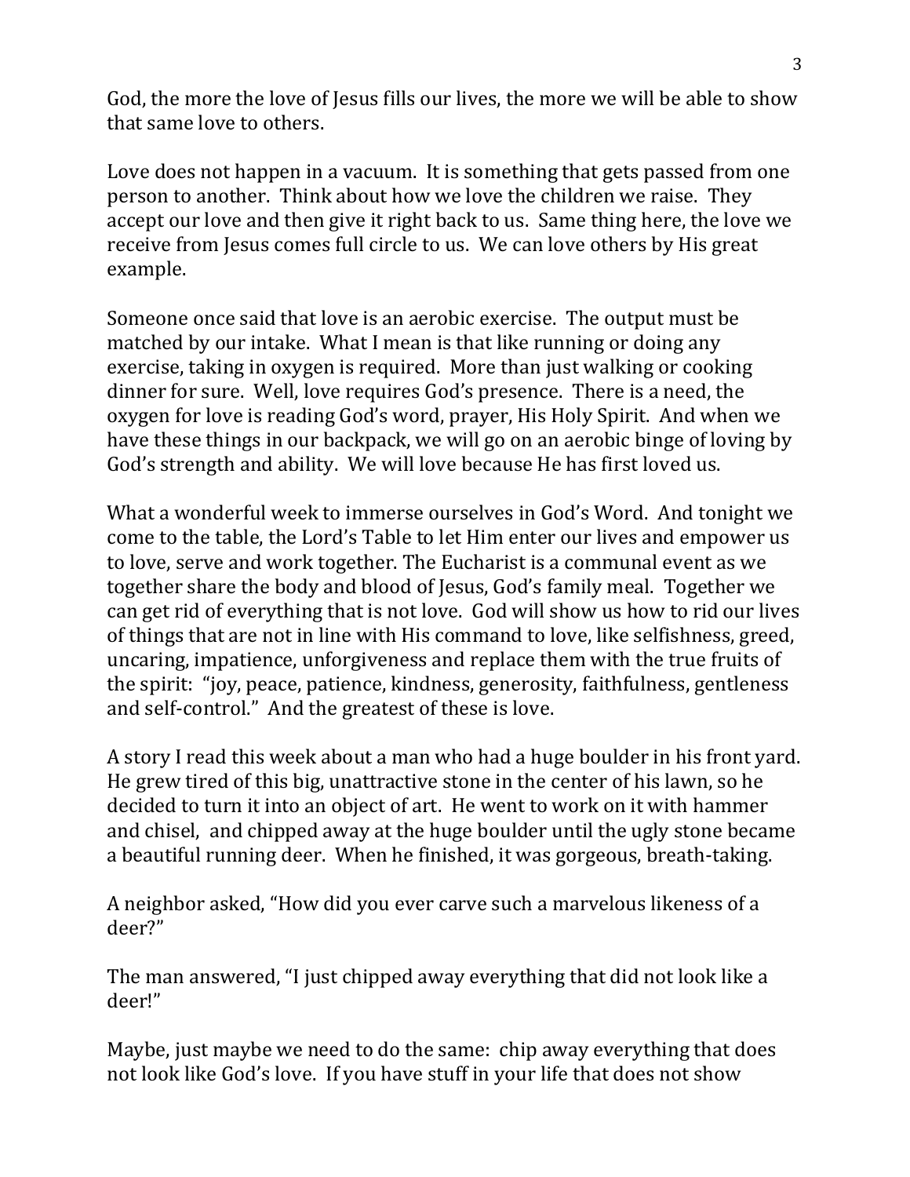God, the more the love of Jesus fills our lives, the more we will be able to show that same love to others.

Love does not happen in a vacuum. It is something that gets passed from one person to another. Think about how we love the children we raise. They accept our love and then give it right back to us. Same thing here, the love we receive from Jesus comes full circle to us. We can love others by His great example.

Someone once said that love is an aerobic exercise. The output must be matched by our intake. What I mean is that like running or doing any exercise, taking in oxygen is required. More than just walking or cooking dinner for sure. Well, love requires God's presence. There is a need, the oxygen for love is reading God's word, prayer, His Holy Spirit. And when we have these things in our backpack, we will go on an aerobic binge of loving by God's strength and ability. We will love because He has first loved us.

What a wonderful week to immerse ourselves in God's Word. And tonight we come to the table, the Lord's Table to let Him enter our lives and empower us to love, serve and work together. The Eucharist is a communal event as we together share the body and blood of Jesus, God's family meal. Together we can get rid of everything that is not love. God will show us how to rid our lives of things that are not in line with His command to love, like selfishness, greed, uncaring, impatience, unforgiveness and replace them with the true fruits of the spirit: "joy, peace, patience, kindness, generosity, faithfulness, gentleness and self-control." And the greatest of these is love.

A story I read this week about a man who had a huge boulder in his front yard. He grew tired of this big, unattractive stone in the center of his lawn, so he decided to turn it into an object of art. He went to work on it with hammer and chisel, and chipped away at the huge boulder until the ugly stone became a beautiful running deer. When he finished, it was gorgeous, breath-taking.

A neighbor asked, "How did you ever carve such a marvelous likeness of a deer?"

The man answered, "I just chipped away everything that did not look like a deer!"

Maybe, just maybe we need to do the same: chip away everything that does not look like God's love. If you have stuff in your life that does not show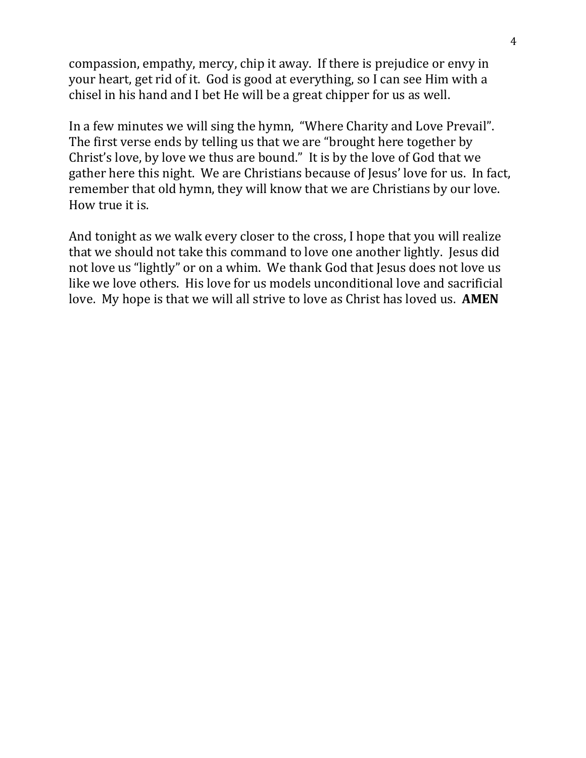compassion, empathy, mercy, chip it away. If there is prejudice or envy in your heart, get rid of it. God is good at everything, so I can see Him with a chisel in his hand and I bet He will be a great chipper for us as well.

In a few minutes we will sing the hymn, "Where Charity and Love Prevail". The first verse ends by telling us that we are "brought here together by Christ's love, by love we thus are bound." It is by the love of God that we gather here this night. We are Christians because of Jesus' love for us. In fact, remember that old hymn, they will know that we are Christians by our love. How true it is.

And tonight as we walk every closer to the cross, I hope that you will realize that we should not take this command to love one another lightly. Jesus did not love us "lightly" or on a whim. We thank God that Jesus does not love us like we love others. His love for us models unconditional love and sacrificial love. My hope is that we will all strive to love as Christ has loved us. **AMEN**